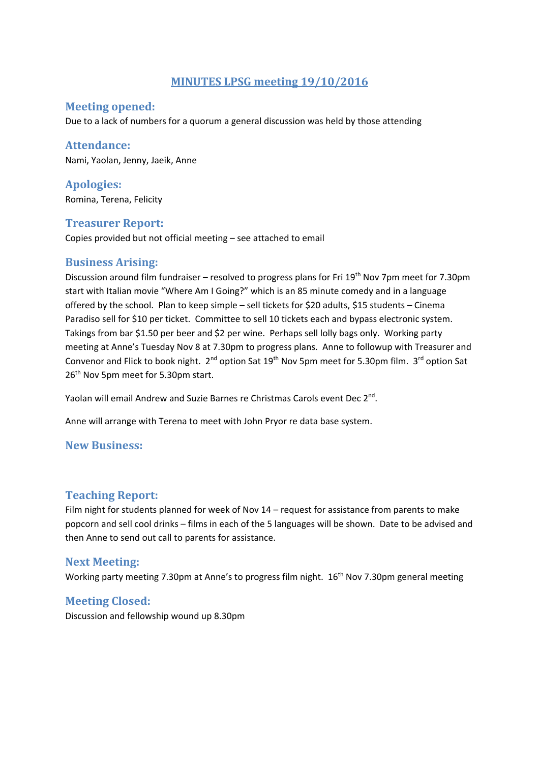# MINUTES LPSG meeting 19/10/2016

## Meeting opened:

Due to a lack of numbers for a quorum a general discussion was held by those attending

## Attendance:

Nami, Yaolan, Jenny, Jaeik, Anne

## Apologies:

Romina, Terena, Felicity

## Treasurer Report:

Copies provided but not official meeting – see attached to email

## Business Arising:

Discussion around film fundraiser – resolved to progress plans for Fri 19th Nov 7pm meet for 7.30pm start with Italian movie "Where Am I Going?" which is an 85 minute comedy and in a language offered by the school. Plan to keep simple – sell tickets for $20 adults, $15 students – Cinema Paradiso sell for $10 per ticket. Committee to sell 10 tickets each and bypass electronic system. Takings from bar $1.50 per beer and $2 per wine. Perhaps sell lolly bags only. Working party meeting at Anne's Tuesday Nov 8 at 7.30pm to progress plans. Anne to followup with Treasurer and Convenor and Flick to book night. 2nd option Sat 19th Nov 5pm meet for 5.30pm film. 3rd option Sat 26th Nov 5pm meet for 5.30pm start.

Yaolan will email Andrew and Suzie Barnes re Christmas Carols event Dec 2nd.

Anne will arrange with Terena to meet with John Pryor re data base system.

## New Business:

## Teaching Report:

Film night for students planned for week of Nov 14 – request for assistance from parents to make popcorn and sell cool drinks – films in each of the 5 languages will be shown. Date to be advised and then Anne to send out call to parents for assistance.

## Next Meeting:

Working party meeting 7.30pm at Anne's to progress film night. 16th Nov 7.30pm general meeting

## Meeting Closed:

Discussion and fellowship wound up 8.30pm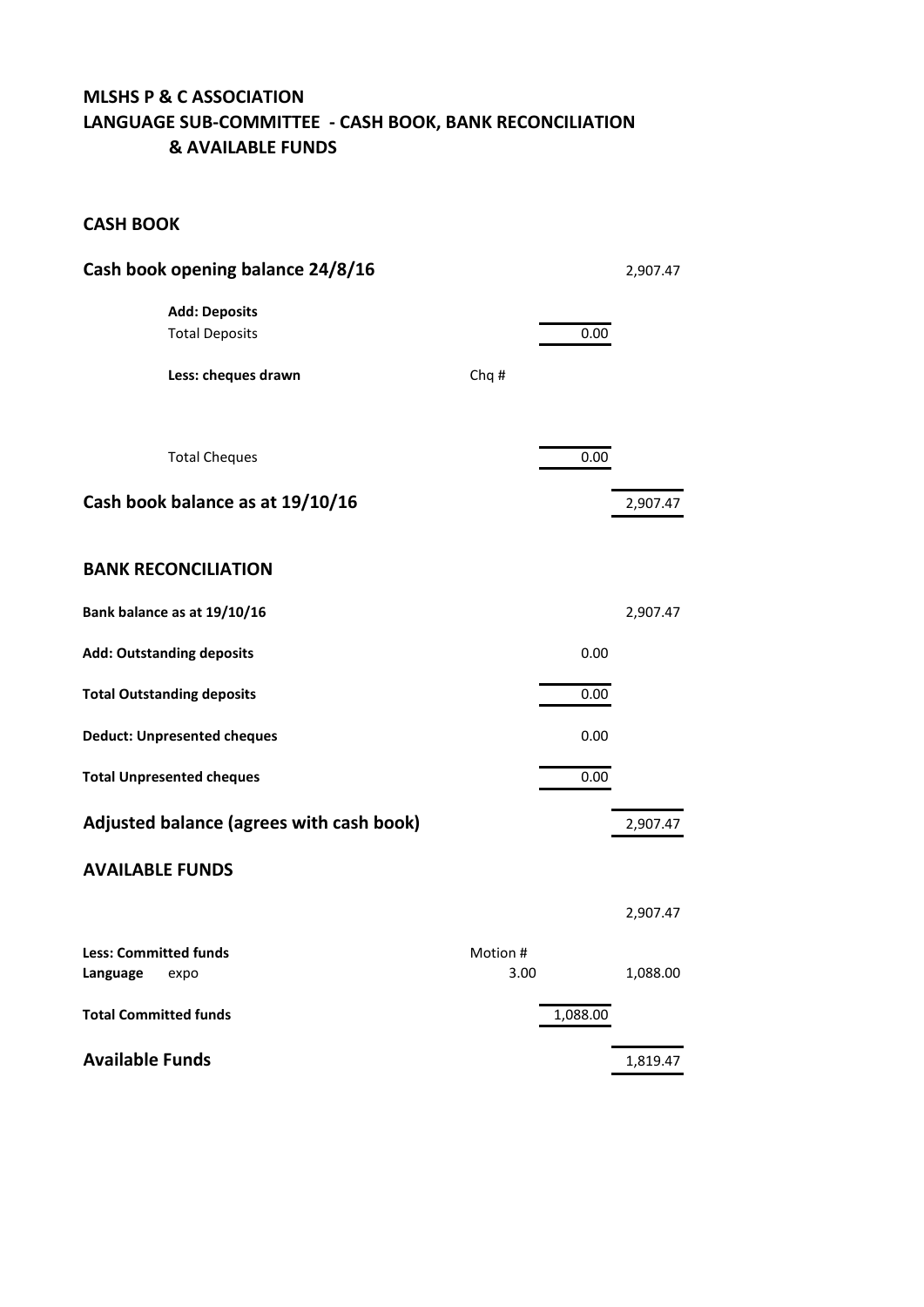# MLSHS P & C ASSOCIATION
# LANGUAGE SUB-COMMITTEE - CASH BOOK, BANK RECONCILIATION & AVAILABLE FUNDS

## CASH BOOK

| | | | |
|---|---|---|---|
| **Cash book opening balance 24/8/16** | | | 2,907.47 |
| **Add: Deposits** | | | |
| Total Deposits | | 0.00 | |
| **Less: cheques drawn** | Chq # | | |
| Total Cheques | | 0.00 | |
| **Cash book balance as at 19/10/16** | | | 2,907.47 |

## BANK RECONCILIATION

| | | | |
|---|---|---|---|
| **Bank balance as at 19/10/16** | | | 2,907.47 |
| **Add: Outstanding deposits** | | 0.00 | |
| **Total Outstanding deposits** | | 0.00 | |
| **Deduct: Unpresented cheques** | | 0.00 | |
| **Total Unpresented cheques** | | 0.00 | |
| **Adjusted balance (agrees with cash book)** | | | 2,907.47 |

## AVAILABLE FUNDS

| | | | |
|---|---|---|---|
| | | | 2,907.47 |
| **Less: Committed funds** | Motion # | | |
| **Language** expo | 3.00 | | 1,088.00 |
| **Total Committed funds** | | 1,088.00 | |
| **Available Funds** | | | 1,819.47 |